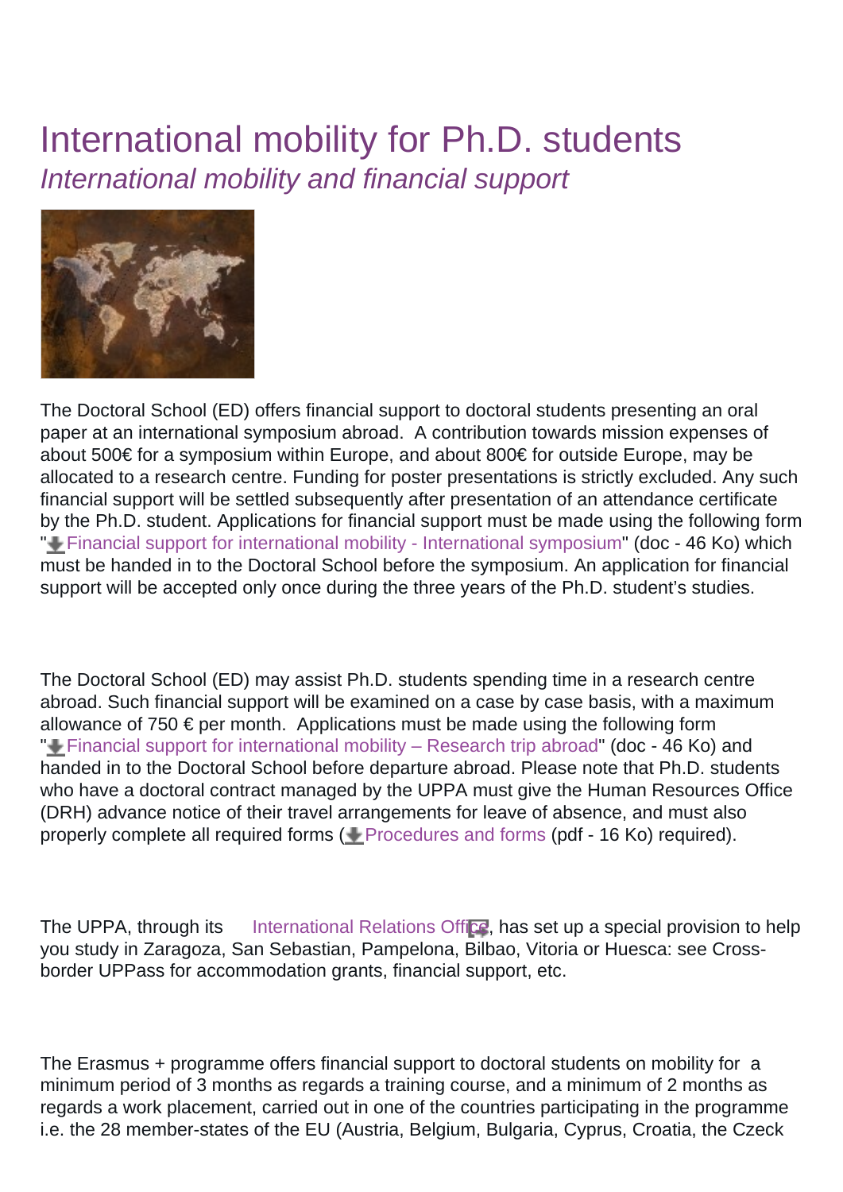# International mobility for Ph.D. students

*International mobility and financial support*

The Doctoral School (ED) offers financial support to doctoral students presenting an oral paper at an international symposium abroad. A contribution towards mission expenses of about 500€ for a symposium within Europe, and about 800€ for outside Europe, may be allocated to a research centre. Funding for poster presentations is strictly excluded. Any such financial support will be settled subsequently after presentation of an attendance certificate by the Ph.D. student. Applications for financial support must be made using the following form "Financial support for international mobility - International symposium" (doc - 46 Ko) which must be handed in to the Doctoral School before the symposium. An application for financial support will be accepted only once during the three years of the Ph.D. student's studies.

The Doctoral School (ED) may assist Ph.D. students spending time in a research centre abroad. Such financial support will be examined on a case by case basis, with a maximum allowance of 750 € per month. Applications must be made using the following form "Financial support for international mobility – Research trip abroad" (doc - 46 Ko) and handed in to the Doctoral School before departure abroad. Please note that Ph.D. students who have a doctoral contract managed by the UPPA must give the Human Resources Office (DRH) advance notice of their travel arrangements for leave of absence, and must also properly complete all required forms (Procedures and forms (pdf - 16 Ko) required).

The UPPA, through its International Relations Office, has set up a special provision to help you study in Zaragoza, San Sebastian, Pampelona, Bilbao, Vitoria or Huesca: see Cross-border UPPass for accommodation grants, financial support, etc.

The Erasmus + programme offers financial support to doctoral students on mobility for a minimum period of 3 months as regards a training course, and a minimum of 2 months as regards a work placement, carried out in one of the countries participating in the programme i.e. the 28 member-states of the EU (Austria, Belgium, Bulgaria, Cyprus, Croatia, the Czeck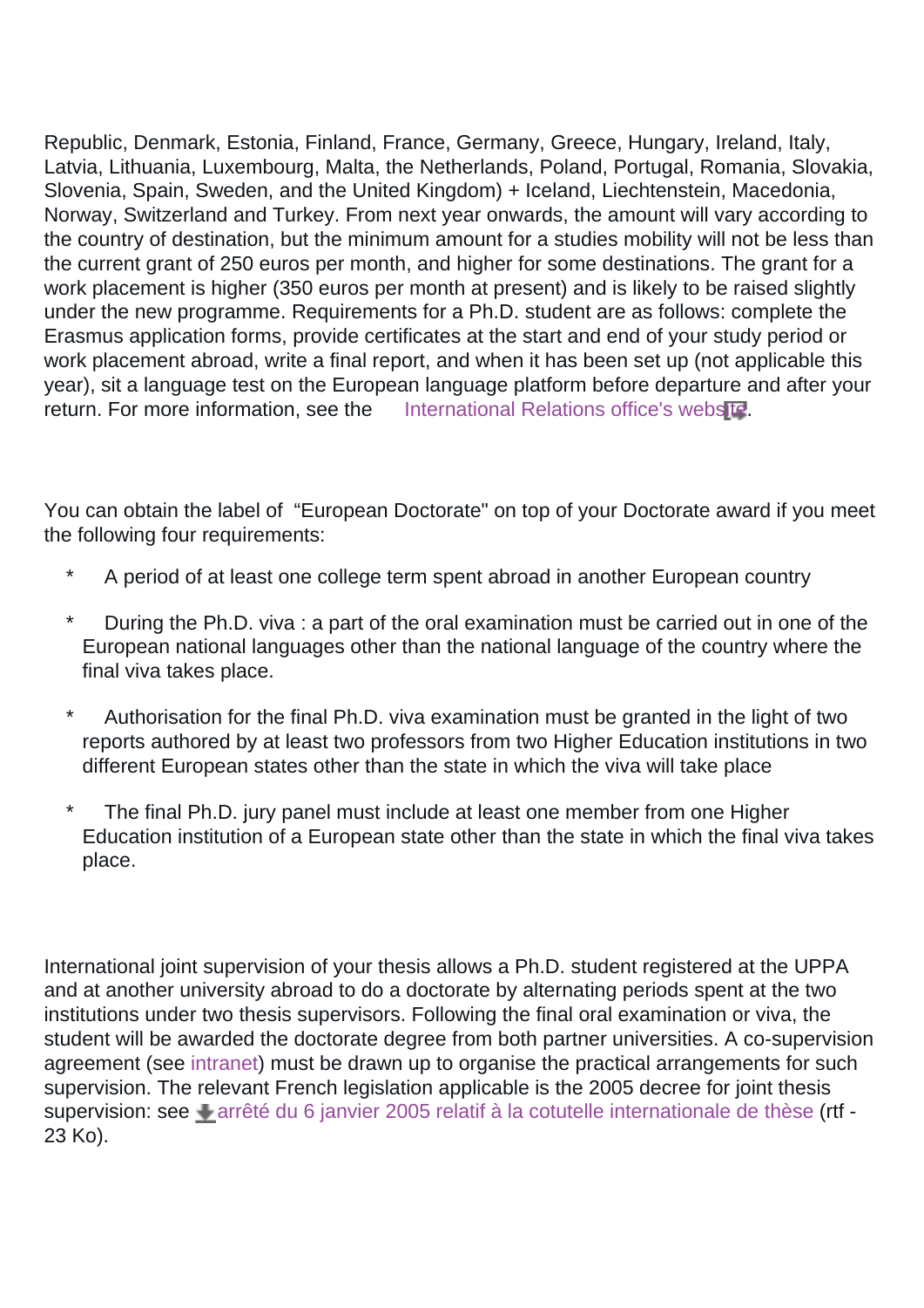Republic, Denmark, Estonia, Finland, France, Germany, Greece, Hungary, Ireland, Italy, Latvia, Lithuania, Luxembourg, Malta, the Netherlands, Poland, Portugal, Romania, Slovakia, Slovenia, Spain, Sweden, and the United Kingdom) + Iceland, Liechtenstein, Macedonia, Norway, Switzerland and Turkey. From next year onwards, the amount will vary according to the country of destination, but the minimum amount for a studies mobility will not be less than the current grant of 250 euros per month, and higher for some destinations. The grant for a work placement is higher (350 euros per month at present) and is likely to be raised slightly under the new programme. Requirements for a Ph.D. student are as follows: complete the Erasmus application forms, provide certificates at the start and end of your study period or work placement abroad, write a final report, and when it has been set up (not applicable this year), sit a language test on the European language platform before departure and after your return. For more information, see the International Relations office's website.

You can obtain the label of "European Doctorate" on top of your Doctorate award if you meet the following four requirements:

* A period of at least one college term spent abroad in another European country
* During the Ph.D. viva : a part of the oral examination must be carried out in one of the European national languages other than the national language of the country where the final viva takes place.
* Authorisation for the final Ph.D. viva examination must be granted in the light of two reports authored by at least two professors from two Higher Education institutions in two different European states other than the state in which the viva will take place
* The final Ph.D. jury panel must include at least one member from one Higher Education institution of a European state other than the state in which the final viva takes place.

International joint supervision of your thesis allows a Ph.D. student registered at the UPPA and at another university abroad to do a doctorate by alternating periods spent at the two institutions under two thesis supervisors. Following the final oral examination or viva, the student will be awarded the doctorate degree from both partner universities. A co-supervision agreement (see intranet) must be drawn up to organise the practical arrangements for such supervision. The relevant French legislation applicable is the 2005 decree for joint thesis supervision: see arrêté du 6 janvier 2005 relatif à la cotutelle internationale de thèse (rtf - 23 Ko).